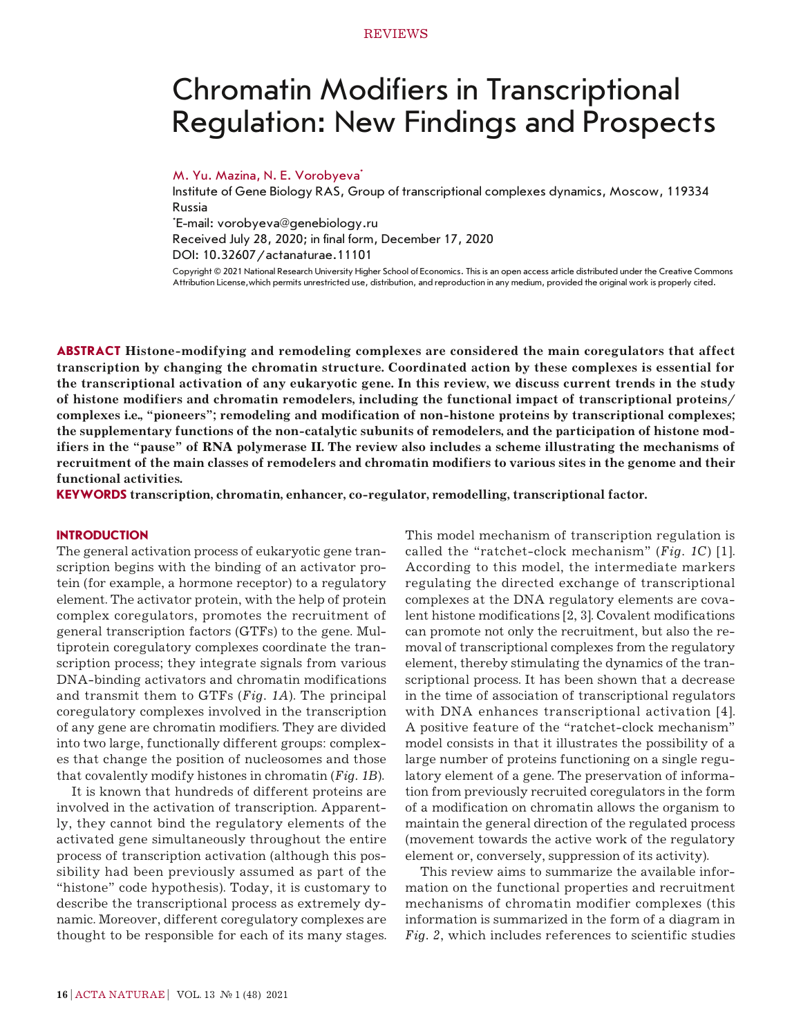# Chromatin Modifiers in Transcriptional Regulation: New Findings and Prospects

M. Yu. Mazina, N. E. Vorobyeva*

Institute of Gene Biology RAS, Group of transcriptional complexes dynamics, Moscow, 119334 Russia

*E-mail: vorobyeva@genebiology.ru

Received July 28, 2020; in final form, December 17, 2020

DOI: 10.32607/actanaturae.11101

Copyright © 2021 National Research University Higher School of Economics. This is an open access article distributed under the Creative Commons Attribution License,which permits unrestricted use, distribution, and reproduction in any medium, provided the original work is properly cited.

**ABSTRACT Histone-modifying and remodeling complexes are considered the main coregulators that affect transcription by changing the chromatin structure. Coordinated action by these complexes is essential for the transcriptional activation of any eukaryotic gene. In this review, we discuss current trends in the study of histone modifiers and chromatin remodelers, including the functional impact of transcriptional proteins/complexes i.e., "pioneers"; remodeling and modification of non-histone proteins by transcriptional complexes; the supplementary functions of the non-catalytic subunits of remodelers, and the participation of histone modifiers in the "pause" of RNA polymerase II. The review also includes a scheme illustrating the mechanisms of recruitment of the main classes of remodelers and chromatin modifiers to various sites in the genome and their functional activities.**

**KEYWORDS transcription, chromatin, enhancer, co-regulator, remodelling, transcriptional factor.**

## INTRODUCTION

The general activation process of eukaryotic gene transcription begins with the binding of an activator protein (for example, a hormone receptor) to a regulatory element. The activator protein, with the help of protein complex coregulators, promotes the recruitment of general transcription factors (GTFs) to the gene. Multiprotein coregulatory complexes coordinate the transcription process; they integrate signals from various DNA-binding activators and chromatin modifications and transmit them to GTFs (*Fig. 1A*). The principal coregulatory complexes involved in the transcription of any gene are chromatin modifiers. They are divided into two large, functionally different groups: complexes that change the position of nucleosomes and those that covalently modify histones in chromatin (*Fig. 1B*).

It is known that hundreds of different proteins are involved in the activation of transcription. Apparently, they cannot bind the regulatory elements of the activated gene simultaneously throughout the entire process of transcription activation (although this possibility had been previously assumed as part of the "histone" code hypothesis). Today, it is customary to describe the transcriptional process as extremely dynamic. Moreover, different coregulatory complexes are thought to be responsible for each of its many stages. This model mechanism of transcription regulation is called the "ratchet-clock mechanism" (*Fig. 1C*) [1]. According to this model, the intermediate markers regulating the directed exchange of transcriptional complexes at the DNA regulatory elements are covalent histone modifications [2, 3]. Covalent modifications can promote not only the recruitment, but also the removal of transcriptional complexes from the regulatory element, thereby stimulating the dynamics of the transcriptional process. It has been shown that a decrease in the time of association of transcriptional regulators with DNA enhances transcriptional activation [4]. A positive feature of the "ratchet-clock mechanism" model consists in that it illustrates the possibility of a large number of proteins functioning on a single regulatory element of a gene. The preservation of information from previously recruited coregulators in the form of a modification on chromatin allows the organism to maintain the general direction of the regulated process (movement towards the active work of the regulatory element or, conversely, suppression of its activity).

This review aims to summarize the available information on the functional properties and recruitment mechanisms of chromatin modifier complexes (this information is summarized in the form of a diagram in *Fig. 2*, which includes references to scientific studies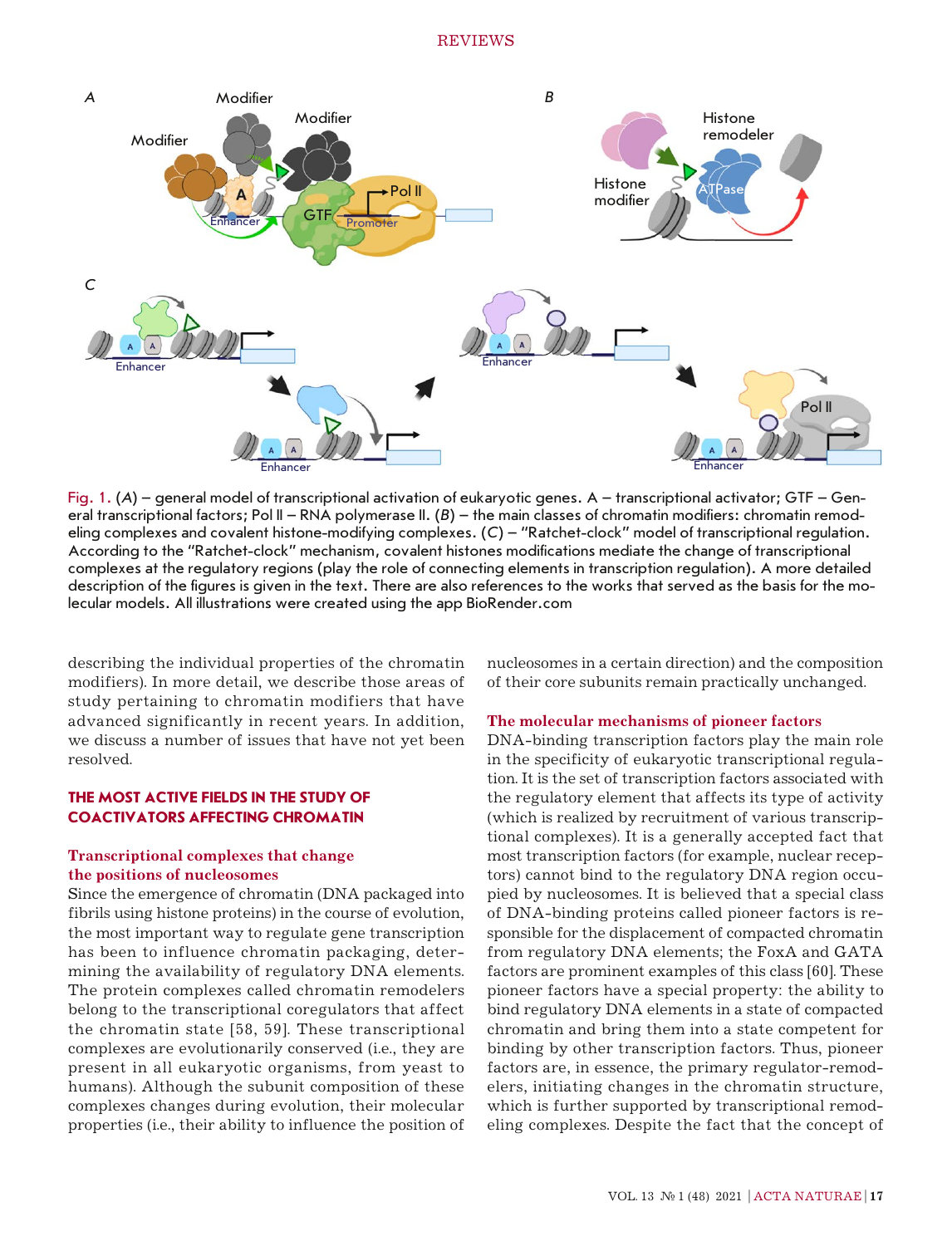Fig. 1. (*A*) – general model of transcriptional activation of eukaryotic genes. A – transcriptional activator; GTF – General transcriptional factors; Pol II – RNA polymerase II. (*B*) – the main classes of chromatin modifiers: chromatin remodeling complexes and covalent histone-modifying complexes. (*C*) – "Ratchet-clock" model of transcriptional regulation. According to the "Ratchet-clock" mechanism, covalent histones modifications mediate the change of transcriptional complexes at the regulatory regions (play the role of connecting elements in transcription regulation). A more detailed description of the figures is given in the text. There are also references to the works that served as the basis for the molecular models. All illustrations were created using the app BioRender.com

describing the individual properties of the chromatin modifiers). In more detail, we describe those areas of study pertaining to chromatin modifiers that have advanced significantly in recent years. In addition, we discuss a number of issues that have not yet been resolved.

## THE MOST ACTIVE FIELDS IN THE STUDY OF COACTIVATORS AFFECTING CHROMATIN

### Transcriptional complexes that change the positions of nucleosomes

Since the emergence of chromatin (DNA packaged into fibrils using histone proteins) in the course of evolution, the most important way to regulate gene transcription has been to influence chromatin packaging, determining the availability of regulatory DNA elements. The protein complexes called chromatin remodelers belong to the transcriptional coregulators that affect the chromatin state [58, 59]. These transcriptional complexes are evolutionarily conserved (i.e., they are present in all eukaryotic organisms, from yeast to humans). Although the subunit composition of these complexes changes during evolution, their molecular properties (i.e., their ability to influence the position of nucleosomes in a certain direction) and the composition of their core subunits remain practically unchanged.

### The molecular mechanisms of pioneer factors

DNA-binding transcription factors play the main role in the specificity of eukaryotic transcriptional regulation. It is the set of transcription factors associated with the regulatory element that affects its type of activity (which is realized by recruitment of various transcriptional complexes). It is a generally accepted fact that most transcription factors (for example, nuclear receptors) cannot bind to the regulatory DNA region occupied by nucleosomes. It is believed that a special class of DNA-binding proteins called pioneer factors is responsible for the displacement of compacted chromatin from regulatory DNA elements; the FoxA and GATA factors are prominent examples of this class [60]. These pioneer factors have a special property: the ability to bind regulatory DNA elements in a state of compacted chromatin and bring them into a state competent for binding by other transcription factors. Thus, pioneer factors are, in essence, the primary regulator-remodelers, initiating changes in the chromatin structure, which is further supported by transcriptional remodeling complexes. Despite the fact that the concept of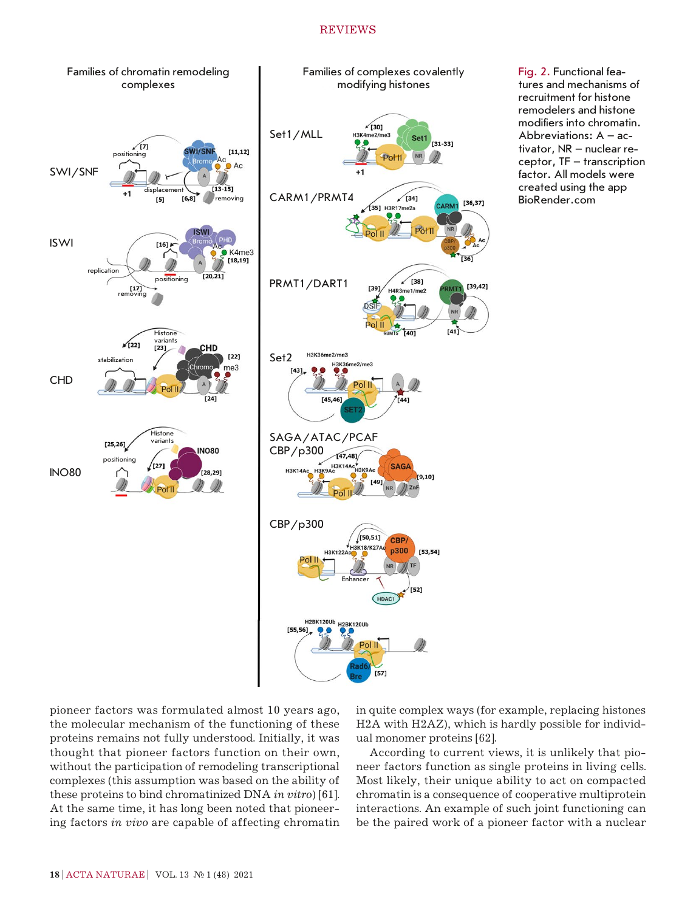Fig. 2. Functional features and mechanisms of recruitment for histone remodelers and histone modifiers into chromatin. Abbreviations: A – activator, NR – nuclear receptor, TF – transcription factor. All models were created using the app BioRender.com

pioneer factors was formulated almost 10 years ago, the molecular mechanism of the functioning of these proteins remains not fully understood. Initially, it was thought that pioneer factors function on their own, without the participation of remodeling transcriptional complexes (this assumption was based on the ability of these proteins to bind chromatinized DNA *in vitro*) [61]. At the same time, it has long been noted that pioneering factors *in vivo* are capable of affecting chromatin in quite complex ways (for example, replacing histones H2A with H2AZ), which is hardly possible for individual monomer proteins [62].

According to current views, it is unlikely that pioneer factors function as single proteins in living cells. Most likely, their unique ability to act on compacted chromatin is a consequence of cooperative multiprotein interactions. An example of such joint functioning can be the paired work of a pioneer factor with a nuclear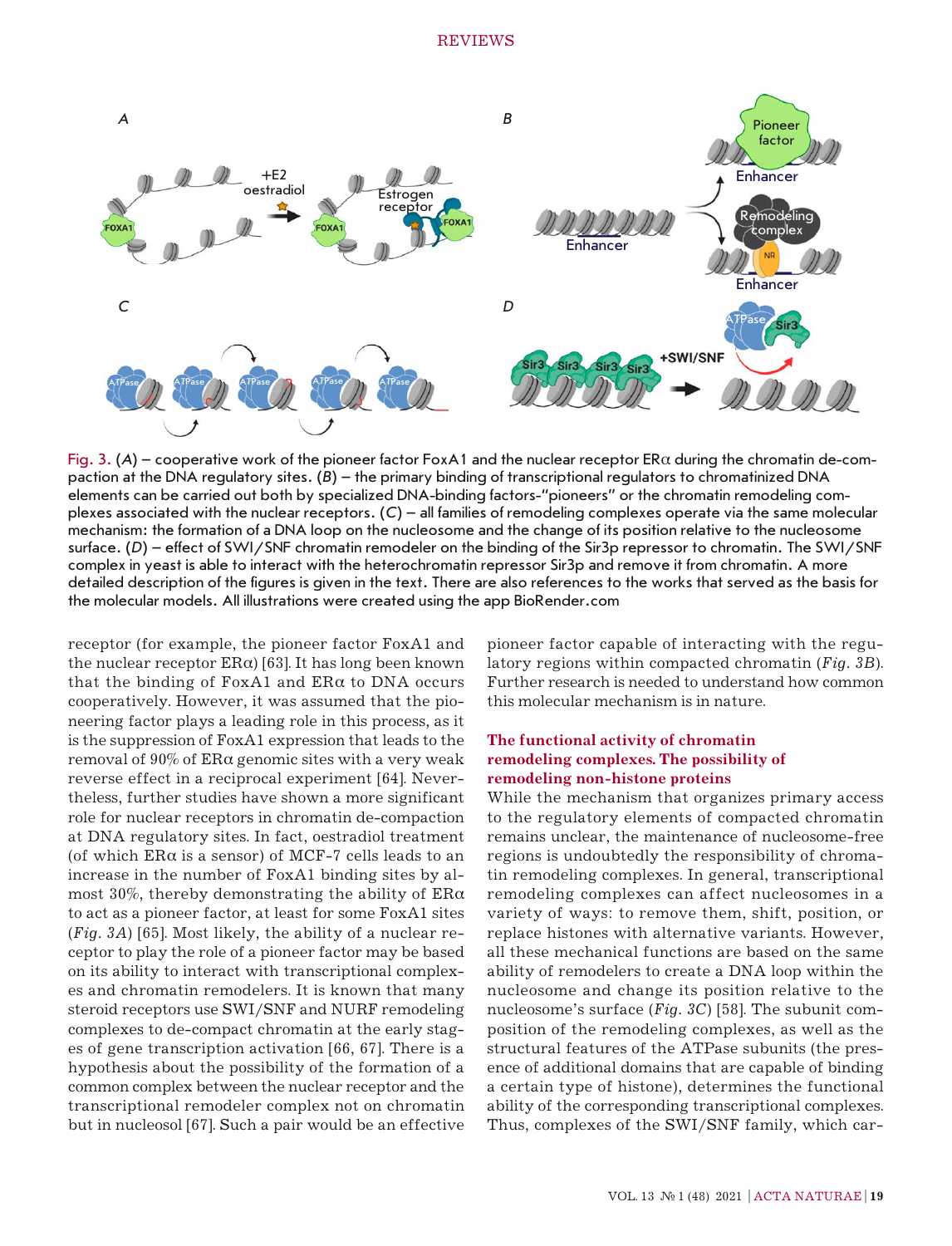Fig. 3. (*A*) – cooperative work of the pioneer factor FoxA1 and the nuclear receptor ERα during the chromatin de-compaction at the DNA regulatory sites. (*B*) – the primary binding of transcriptional regulators to chromatinized DNA elements can be carried out both by specialized DNA-binding factors-"pioneers" or the chromatin remodeling complexes associated with the nuclear receptors. (*C*) – all families of remodeling complexes operate via the same molecular mechanism: the formation of a DNA loop on the nucleosome and the change of its position relative to the nucleosome surface. (*D*) – effect of SWI/SNF chromatin remodeler on the binding of the Sir3p repressor to chromatin. The SWI/SNF complex in yeast is able to interact with the heterochromatin repressor Sir3p and remove it from chromatin. A more detailed description of the figures is given in the text. There are also references to the works that served as the basis for the molecular models. All illustrations were created using the app BioRender.com

receptor (for example, the pioneer factor FoxA1 and the nuclear receptor ERα) [63]. It has long been known that the binding of FoxA1 and ERα to DNA occurs cooperatively. However, it was assumed that the pioneering factor plays a leading role in this process, as it is the suppression of FoxA1 expression that leads to the removal of 90% of ERα genomic sites with a very weak reverse effect in a reciprocal experiment [64]. Nevertheless, further studies have shown a more significant role for nuclear receptors in chromatin de-compaction at DNA regulatory sites. In fact, oestradiol treatment (of which ERα is a sensor) of MCF-7 cells leads to an increase in the number of FoxA1 binding sites by almost 30%, thereby demonstrating the ability of ERα to act as a pioneer factor, at least for some FoxA1 sites (*Fig. 3A*) [65]. Most likely, the ability of a nuclear receptor to play the role of a pioneer factor may be based on its ability to interact with transcriptional complexes and chromatin remodelers. It is known that many steroid receptors use SWI/SNF and NURF remodeling complexes to de-compact chromatin at the early stages of gene transcription activation [66, 67]. There is a hypothesis about the possibility of the formation of a common complex between the nuclear receptor and the transcriptional remodeler complex not on chromatin but in nucleosol [67]. Such a pair would be an effective pioneer factor capable of interacting with the regulatory regions within compacted chromatin (*Fig. 3B*). Further research is needed to understand how common this molecular mechanism is in nature.

## The functional activity of chromatin remodeling complexes. The possibility of remodeling non-histone proteins

While the mechanism that organizes primary access to the regulatory elements of compacted chromatin remains unclear, the maintenance of nucleosome-free regions is undoubtedly the responsibility of chromatin remodeling complexes. In general, transcriptional remodeling complexes can affect nucleosomes in a variety of ways: to remove them, shift, position, or replace histones with alternative variants. However, all these mechanical functions are based on the same ability of remodelers to create a DNA loop within the nucleosome and change its position relative to the nucleosome's surface (*Fig. 3C*) [58]. The subunit composition of the remodeling complexes, as well as the structural features of the ATPase subunits (the presence of additional domains that are capable of binding a certain type of histone), determines the functional ability of the corresponding transcriptional complexes. Thus, complexes of the SWI/SNF family, which car-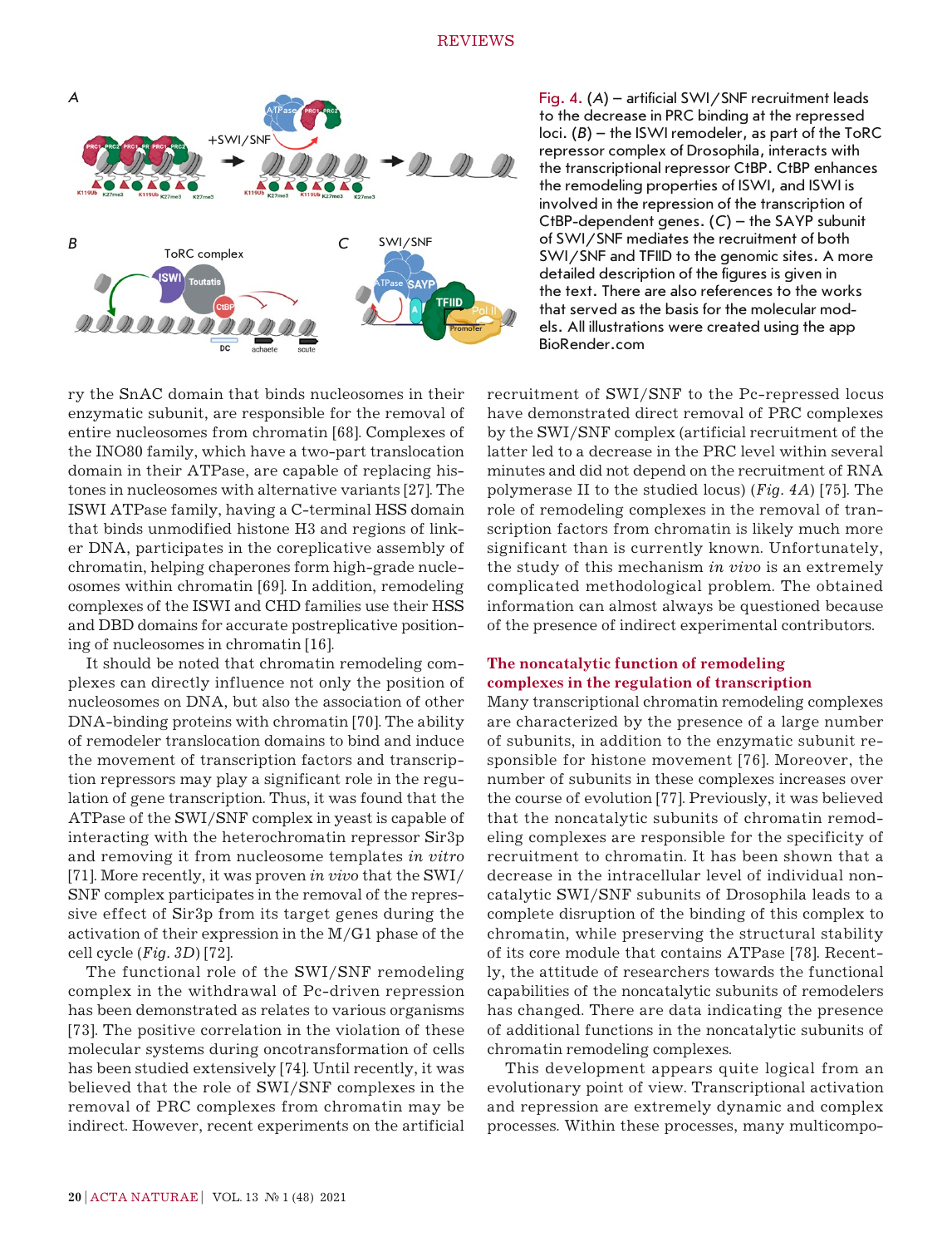Fig. 4. (*A*) – artificial SWI/SNF recruitment leads to the decrease in PRC binding at the repressed loci. (*B*) – the ISWI remodeler, as part of the ToRC repressor complex of Drosophila, interacts with the transcriptional repressor CtBP. CtBP enhances the remodeling properties of ISWI, and ISWI is involved in the repression of the transcription of CtBP-dependent genes. (*C*) – the SAYP subunit of SWI/SNF mediates the recruitment of both SWI/SNF and TFIID to the genomic sites. A more detailed description of the figures is given in the text. There are also references to the works that served as the basis for the molecular models. All illustrations were created using the app BioRender.com

ry the SnAC domain that binds nucleosomes in their enzymatic subunit, are responsible for the removal of entire nucleosomes from chromatin [68]. Complexes of the INO80 family, which have a two-part translocation domain in their ATPase, are capable of replacing histones in nucleosomes with alternative variants [27]. The ISWI ATPase family, having a C-terminal HSS domain that binds unmodified histone H3 and regions of linker DNA, participates in the coreplicative assembly of chromatin, helping chaperones form high-grade nucleosomes within chromatin [69]. In addition, remodeling complexes of the ISWI and CHD families use their HSS and DBD domains for accurate postreplicative positioning of nucleosomes in chromatin [16].

It should be noted that chromatin remodeling complexes can directly influence not only the position of nucleosomes on DNA, but also the association of other DNA-binding proteins with chromatin [70]. The ability of remodeler translocation domains to bind and induce the movement of transcription factors and transcription repressors may play a significant role in the regulation of gene transcription. Thus, it was found that the ATPase of the SWI/SNF complex in yeast is capable of interacting with the heterochromatin repressor Sir3p and removing it from nucleosome templates *in vitro* [71]. More recently, it was proven *in vivo* that the SWI/SNF complex participates in the removal of the repressive effect of Sir3p from its target genes during the activation of their expression in the M/G1 phase of the cell cycle (*Fig. 3D*) [72].

The functional role of the SWI/SNF remodeling complex in the withdrawal of Pc-driven repression has been demonstrated as relates to various organisms [73]. The positive correlation in the violation of these molecular systems during oncotransformation of cells has been studied extensively [74]. Until recently, it was believed that the role of SWI/SNF complexes in the removal of PRC complexes from chromatin may be indirect. However, recent experiments on the artificial recruitment of SWI/SNF to the Pc-repressed locus have demonstrated direct removal of PRC complexes by the SWI/SNF complex (artificial recruitment of the latter led to a decrease in the PRC level within several minutes and did not depend on the recruitment of RNA polymerase II to the studied locus) (*Fig. 4A*) [75]. The role of remodeling complexes in the removal of transcription factors from chromatin is likely much more significant than is currently known. Unfortunately, the study of this mechanism *in vivo* is an extremely complicated methodological problem. The obtained information can almost always be questioned because of the presence of indirect experimental contributors.

## The noncatalytic function of remodeling complexes in the regulation of transcription

Many transcriptional chromatin remodeling complexes are characterized by the presence of a large number of subunits, in addition to the enzymatic subunit responsible for histone movement [76]. Moreover, the number of subunits in these complexes increases over the course of evolution [77]. Previously, it was believed that the noncatalytic subunits of chromatin remodeling complexes are responsible for the specificity of recruitment to chromatin. It has been shown that a decrease in the intracellular level of individual noncatalytic SWI/SNF subunits of Drosophila leads to a complete disruption of the binding of this complex to chromatin, while preserving the structural stability of its core module that contains ATPase [78]. Recently, the attitude of researchers towards the functional capabilities of the noncatalytic subunits of remodelers has changed. There are data indicating the presence of additional functions in the noncatalytic subunits of chromatin remodeling complexes.

This development appears quite logical from an evolutionary point of view. Transcriptional activation and repression are extremely dynamic and complex processes. Within these processes, many multicompo-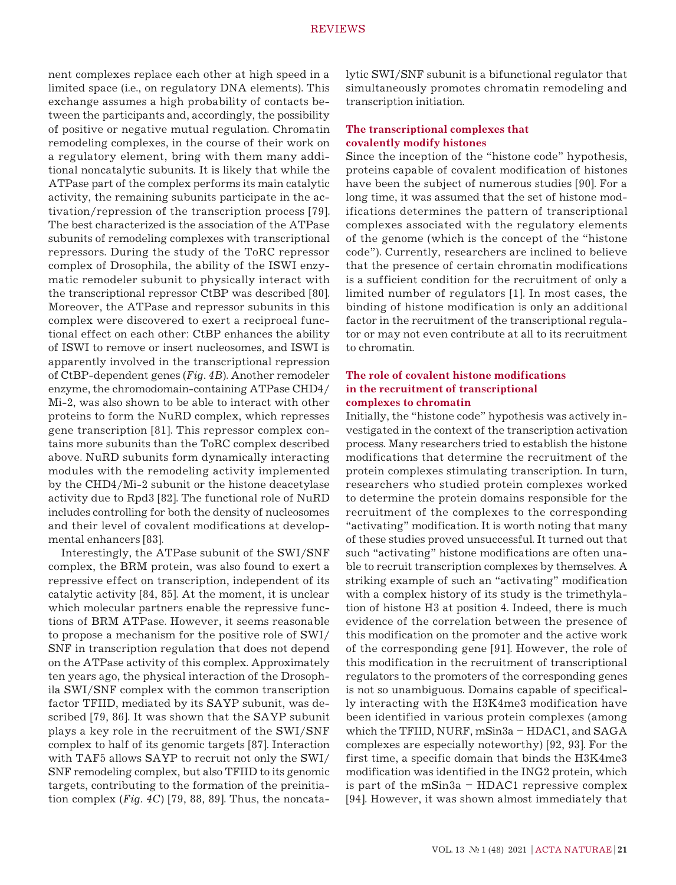nent complexes replace each other at high speed in a limited space (i.e., on regulatory DNA elements). This exchange assumes a high probability of contacts between the participants and, accordingly, the possibility of positive or negative mutual regulation. Chromatin remodeling complexes, in the course of their work on a regulatory element, bring with them many additional noncatalytic subunits. It is likely that while the ATPase part of the complex performs its main catalytic activity, the remaining subunits participate in the activation/repression of the transcription process [79]. The best characterized is the association of the ATPase subunits of remodeling complexes with transcriptional repressors. During the study of the ToRC repressor complex of Drosophila, the ability of the ISWI enzymatic remodeler subunit to physically interact with the transcriptional repressor CtBP was described [80]. Moreover, the ATPase and repressor subunits in this complex were discovered to exert a reciprocal functional effect on each other: CtBP enhances the ability of ISWI to remove or insert nucleosomes, and ISWI is apparently involved in the transcriptional repression of CtBP-dependent genes (*Fig. 4B*). Another remodeler enzyme, the chromodomain-containing ATPase CHD4/Mi-2, was also shown to be able to interact with other proteins to form the NuRD complex, which represses gene transcription [81]. This repressor complex contains more subunits than the ToRC complex described above. NuRD subunits form dynamically interacting modules with the remodeling activity implemented by the CHD4/Mi-2 subunit or the histone deacetylase activity due to Rpd3 [82]. The functional role of NuRD includes controlling for both the density of nucleosomes and their level of covalent modifications at developmental enhancers [83].

Interestingly, the ATPase subunit of the SWI/SNF complex, the BRM protein, was also found to exert a repressive effect on transcription, independent of its catalytic activity [84, 85]. At the moment, it is unclear which molecular partners enable the repressive functions of BRM ATPase. However, it seems reasonable to propose a mechanism for the positive role of SWI/SNF in transcription regulation that does not depend on the ATPase activity of this complex. Approximately ten years ago, the physical interaction of the Drosophila SWI/SNF complex with the common transcription factor TFIID, mediated by its SAYP subunit, was described [79, 86]. It was shown that the SAYP subunit plays a key role in the recruitment of the SWI/SNF complex to half of its genomic targets [87]. Interaction with TAF5 allows SAYP to recruit not only the SWI/SNF remodeling complex, but also TFIID to its genomic targets, contributing to the formation of the preinitiation complex (*Fig. 4C*) [79, 88, 89]. Thus, the noncatalytic SWI/SNF subunit is a bifunctional regulator that simultaneously promotes chromatin remodeling and transcription initiation.

## The transcriptional complexes that covalently modify histones

Since the inception of the "histone code" hypothesis, proteins capable of covalent modification of histones have been the subject of numerous studies [90]. For a long time, it was assumed that the set of histone modifications determines the pattern of transcriptional complexes associated with the regulatory elements of the genome (which is the concept of the "histone code"). Currently, researchers are inclined to believe that the presence of certain chromatin modifications is a sufficient condition for the recruitment of only a limited number of regulators [1]. In most cases, the binding of histone modification is only an additional factor in the recruitment of the transcriptional regulator or may not even contribute at all to its recruitment to chromatin.

### The role of covalent histone modifications in the recruitment of transcriptional complexes to chromatin

Initially, the "histone code" hypothesis was actively investigated in the context of the transcription activation process. Many researchers tried to establish the histone modifications that determine the recruitment of the protein complexes stimulating transcription. In turn, researchers who studied protein complexes worked to determine the protein domains responsible for the recruitment of the complexes to the corresponding "activating" modification. It is worth noting that many of these studies proved unsuccessful. It turned out that such "activating" histone modifications are often unable to recruit transcription complexes by themselves. A striking example of such an "activating" modification with a complex history of its study is the trimethylation of histone H3 at position 4. Indeed, there is much evidence of the correlation between the presence of this modification on the promoter and the active work of the corresponding gene [91]. However, the role of this modification in the recruitment of transcriptional regulators to the promoters of the corresponding genes is not so unambiguous. Domains capable of specifically interacting with the H3K4me3 modification have been identified in various protein complexes (among which the TFIID, NURF, mSin3a – HDAC1, and SAGA complexes are especially noteworthy) [92, 93]. For the first time, a specific domain that binds the H3K4me3 modification was identified in the ING2 protein, which is part of the mSin3a – HDAC1 repressive complex [94]. However, it was shown almost immediately that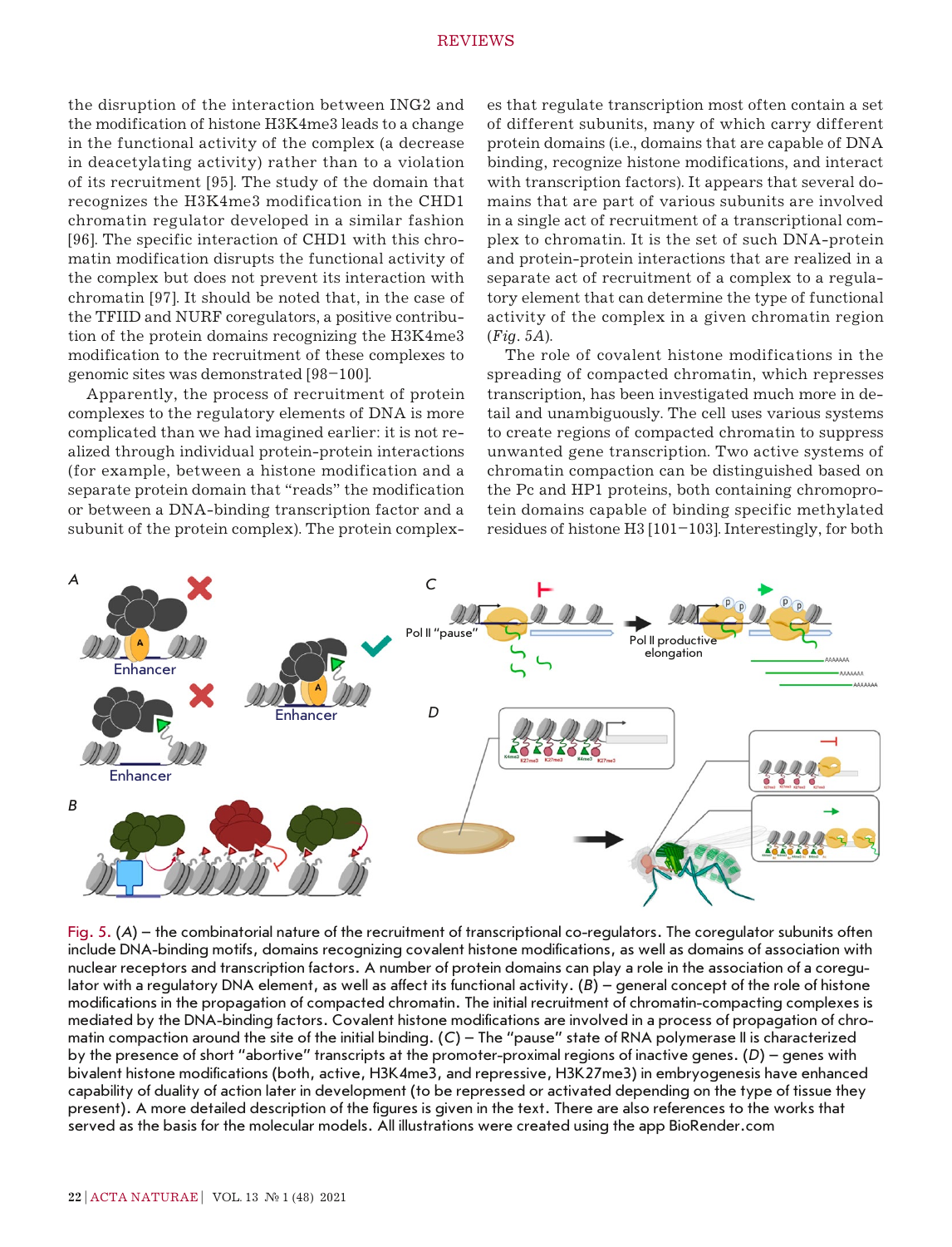the disruption of the interaction between ING2 and the modification of histone H3K4me3 leads to a change in the functional activity of the complex (a decrease in deacetylating activity) rather than to a violation of its recruitment [95]. The study of the domain that recognizes the H3K4me3 modification in the CHD1 chromatin regulator developed in a similar fashion [96]. The specific interaction of CHD1 with this chromatin modification disrupts the functional activity of the complex but does not prevent its interaction with chromatin [97]. It should be noted that, in the case of the TFIID and NURF coregulators, a positive contribution of the protein domains recognizing the H3K4me3 modification to the recruitment of these complexes to genomic sites was demonstrated [98–100].

Apparently, the process of recruitment of protein complexes to the regulatory elements of DNA is more complicated than we had imagined earlier: it is not realized through individual protein-protein interactions (for example, between a histone modification and a separate protein domain that "reads" the modification or between a DNA-binding transcription factor and a subunit of the protein complex). The protein complexes that regulate transcription most often contain a set of different subunits, many of which carry different protein domains (i.e., domains that are capable of DNA binding, recognize histone modifications, and interact with transcription factors). It appears that several domains that are part of various subunits are involved in a single act of recruitment of a transcriptional complex to chromatin. It is the set of such DNA-protein and protein-protein interactions that are realized in a separate act of recruitment of a complex to a regulatory element that can determine the type of functional activity of the complex in a given chromatin region (*Fig. 5A*).

The role of covalent histone modifications in the spreading of compacted chromatin, which represses transcription, has been investigated much more in detail and unambiguously. The cell uses various systems to create regions of compacted chromatin to suppress unwanted gene transcription. Two active systems of chromatin compaction can be distinguished based on the Pc and HP1 proteins, both containing chromoprotein domains capable of binding specific methylated residues of histone H3 [101–103]. Interestingly, for both

Fig. 5. (*A*) – the combinatorial nature of the recruitment of transcriptional co-regulators. The coregulator subunits often include DNA-binding motifs, domains recognizing covalent histone modifications, as well as domains of association with nuclear receptors and transcription factors. A number of protein domains can play a role in the association of a coregulator with a regulatory DNA element, as well as affect its functional activity. (*B*) – general concept of the role of histone modifications in the propagation of compacted chromatin. The initial recruitment of chromatin-compacting complexes is mediated by the DNA-binding factors. Covalent histone modifications are involved in a process of propagation of chromatin compaction around the site of the initial binding. (*C*) – The "pause" state of RNA polymerase II is characterized by the presence of short "abortive" transcripts at the promoter-proximal regions of inactive genes. (*D*) – genes with bivalent histone modifications (both, active, H3K4me3, and repressive, H3K27me3) in embryogenesis have enhanced capability of duality of action later in development (to be repressed or activated depending on the type of tissue they present). A more detailed description of the figures is given in the text. There are also references to the works that served as the basis for the molecular models. All illustrations were created using the app BioRender.com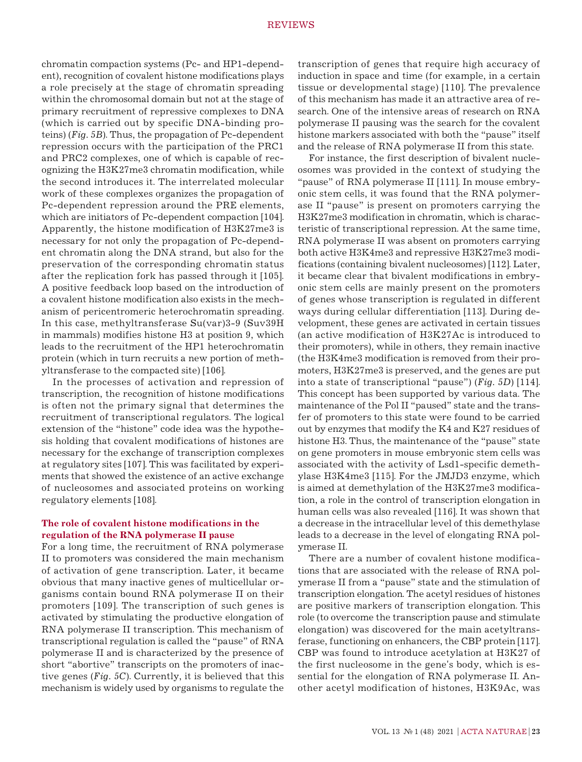chromatin compaction systems (Pc- and HP1-dependent), recognition of covalent histone modifications plays a role precisely at the stage of chromatin spreading within the chromosomal domain but not at the stage of primary recruitment of repressive complexes to DNA (which is carried out by specific DNA-binding proteins) (*Fig. 5B*). Thus, the propagation of Pc-dependent repression occurs with the participation of the PRC1 and PRC2 complexes, one of which is capable of recognizing the H3K27me3 chromatin modification, while the second introduces it. The interrelated molecular work of these complexes organizes the propagation of Pc-dependent repression around the PRE elements, which are initiators of Pc-dependent compaction [104]. Apparently, the histone modification of H3K27me3 is necessary for not only the propagation of Pc-dependent chromatin along the DNA strand, but also for the preservation of the corresponding chromatin status after the replication fork has passed through it [105]. A positive feedback loop based on the introduction of a covalent histone modification also exists in the mechanism of pericentromeric heterochromatin spreading. In this case, methyltransferase Su(var)3-9 (Suv39H in mammals) modifies histone H3 at position 9, which leads to the recruitment of the HP1 heterochromatin protein (which in turn recruits a new portion of methyltransferase to the compacted site) [106].

In the processes of activation and repression of transcription, the recognition of histone modifications is often not the primary signal that determines the recruitment of transcriptional regulators. The logical extension of the "histone" code idea was the hypothesis holding that covalent modifications of histones are necessary for the exchange of transcription complexes at regulatory sites [107]. This was facilitated by experiments that showed the existence of an active exchange of nucleosomes and associated proteins on working regulatory elements [108].

### The role of covalent histone modifications in the regulation of the RNA polymerase II pause

For a long time, the recruitment of RNA polymerase II to promoters was considered the main mechanism of activation of gene transcription. Later, it became obvious that many inactive genes of multicellular organisms contain bound RNA polymerase II on their promoters [109]. The transcription of such genes is activated by stimulating the productive elongation of RNA polymerase II transcription. This mechanism of transcriptional regulation is called the "pause" of RNA polymerase II and is characterized by the presence of short "abortive" transcripts on the promoters of inactive genes (*Fig. 5C*). Currently, it is believed that this mechanism is widely used by organisms to regulate the transcription of genes that require high accuracy of induction in space and time (for example, in a certain tissue or developmental stage) [110]. The prevalence of this mechanism has made it an attractive area of research. One of the intensive areas of research on RNA polymerase II pausing was the search for the covalent histone markers associated with both the "pause" itself and the release of RNA polymerase II from this state.

For instance, the first description of bivalent nucleosomes was provided in the context of studying the "pause" of RNA polymerase II [111]. In mouse embryonic stem cells, it was found that the RNA polymerase II "pause" is present on promoters carrying the H3K27me3 modification in chromatin, which is characteristic of transcriptional repression. At the same time, RNA polymerase II was absent on promoters carrying both active H3K4me3 and repressive H3K27me3 modifications (containing bivalent nucleosomes) [112]. Later, it became clear that bivalent modifications in embryonic stem cells are mainly present on the promoters of genes whose transcription is regulated in different ways during cellular differentiation [113]. During development, these genes are activated in certain tissues (an active modification of H3K27Ac is introduced to their promoters), while in others, they remain inactive (the H3K4me3 modification is removed from their promoters, H3K27me3 is preserved, and the genes are put into a state of transcriptional "pause") (*Fig. 5D*) [114]. This concept has been supported by various data. The maintenance of the Pol II "paused" state and the transfer of promoters to this state were found to be carried out by enzymes that modify the K4 and K27 residues of histone H3. Thus, the maintenance of the "pause" state on gene promoters in mouse embryonic stem cells was associated with the activity of Lsd1-specific demethylase H3K4me3 [115]. For the JMJD3 enzyme, which is aimed at demethylation of the H3K27me3 modification, a role in the control of transcription elongation in human cells was also revealed [116]. It was shown that a decrease in the intracellular level of this demethylase leads to a decrease in the level of elongating RNA polymerase II.

There are a number of covalent histone modifications that are associated with the release of RNA polymerase II from a "pause" state and the stimulation of transcription elongation. The acetyl residues of histones are positive markers of transcription elongation. This role (to overcome the transcription pause and stimulate elongation) was discovered for the main acetyltransferase, functioning on enhancers, the CBP protein [117]. CBP was found to introduce acetylation at H3K27 of the first nucleosome in the gene's body, which is essential for the elongation of RNA polymerase II. Another acetyl modification of histones, H3K9Ac, was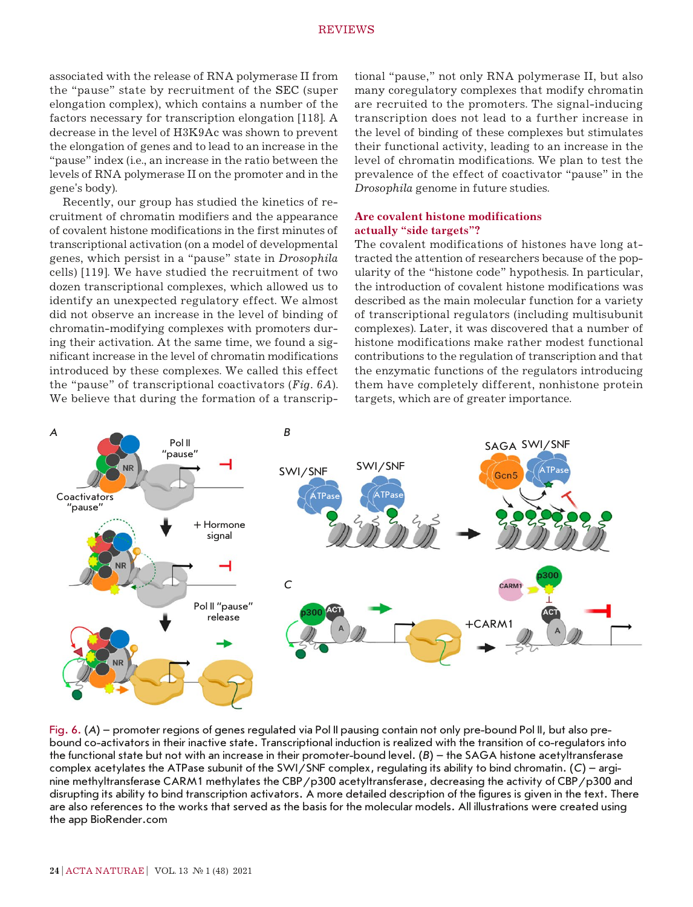associated with the release of RNA polymerase II from the "pause" state by recruitment of the SEC (super elongation complex), which contains a number of the factors necessary for transcription elongation [118]. A decrease in the level of H3K9Ac was shown to prevent the elongation of genes and to lead to an increase in the "pause" index (i.e., an increase in the ratio between the levels of RNA polymerase II on the promoter and in the gene's body).

Recently, our group has studied the kinetics of recruitment of chromatin modifiers and the appearance of covalent histone modifications in the first minutes of transcriptional activation (on a model of developmental genes, which persist in a "pause" state in *Drosophila* cells) [119]. We have studied the recruitment of two dozen transcriptional complexes, which allowed us to identify an unexpected regulatory effect. We almost did not observe an increase in the level of binding of chromatin-modifying complexes with promoters during their activation. At the same time, we found a significant increase in the level of chromatin modifications introduced by these complexes. We called this effect the "pause" of transcriptional coactivators (*Fig. 6A*). We believe that during the formation of a transcriptional "pause," not only RNA polymerase II, but also many coregulatory complexes that modify chromatin are recruited to the promoters. The signal-inducing transcription does not lead to a further increase in the level of binding of these complexes but stimulates their functional activity, leading to an increase in the level of chromatin modifications. We plan to test the prevalence of the effect of coactivator "pause" in the *Drosophila* genome in future studies.

## Are covalent histone modifications actually "side targets"?

The covalent modifications of histones have long attracted the attention of researchers because of the popularity of the "histone code" hypothesis. In particular, the introduction of covalent histone modifications was described as the main molecular function for a variety of transcriptional regulators (including multisubunit complexes). Later, it was discovered that a number of histone modifications make rather modest functional contributions to the regulation of transcription and that the enzymatic functions of the regulators introducing them have completely different, nonhistone protein targets, which are of greater importance.

Fig. 6. (*A*) – promoter regions of genes regulated via Pol II pausing contain not only pre-bound Pol II, but also pre-bound co-activators in their inactive state. Transcriptional induction is realized with the transition of co-regulators into the functional state but not with an increase in their promoter-bound level. (*B*) – the SAGA histone acetyltransferase complex acetylates the ATPase subunit of the SWI/SNF complex, regulating its ability to bind chromatin. (*C*) – arginine methyltransferase CARM1 methylates the CBP/p300 acetyltransferase, decreasing the activity of CBP/p300 and disrupting its ability to bind transcription activators. A more detailed description of the figures is given in the text. There are also references to the works that served as the basis for the molecular models. All illustrations were created using the app BioRender.com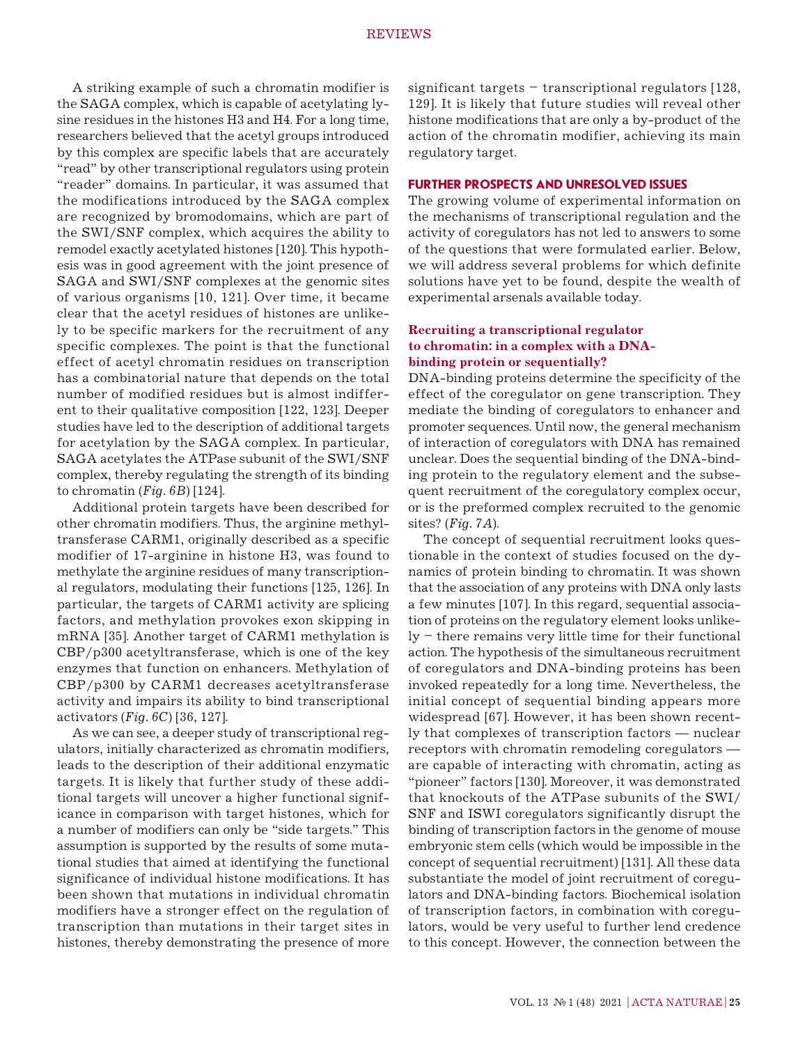A striking example of such a chromatin modifier is the SAGA complex, which is capable of acetylating lysine residues in the histones H3 and H4. For a long time, researchers believed that the acetyl groups introduced by this complex are specific labels that are accurately "read" by other transcriptional regulators using protein "reader" domains. In particular, it was assumed that the modifications introduced by the SAGA complex are recognized by bromodomains, which are part of the SWI/SNF complex, which acquires the ability to remodel exactly acetylated histones [120]. This hypothesis was in good agreement with the joint presence of SAGA and SWI/SNF complexes at the genomic sites of various organisms [10, 121]. Over time, it became clear that the acetyl residues of histones are unlikely to be specific markers for the recruitment of any specific complexes. The point is that the functional effect of acetyl chromatin residues on transcription has a combinatorial nature that depends on the total number of modified residues but is almost indifferent to their qualitative composition [122, 123]. Deeper studies have led to the description of additional targets for acetylation by the SAGA complex. In particular, SAGA acetylates the ATPase subunit of the SWI/SNF complex, thereby regulating the strength of its binding to chromatin (*Fig. 6B*) [124].

Additional protein targets have been described for other chromatin modifiers. Thus, the arginine methyltransferase CARM1, originally described as a specific modifier of 17-arginine in histone H3, was found to methylate the arginine residues of many transcriptional regulators, modulating their functions [125, 126]. In particular, the targets of CARM1 activity are splicing factors, and methylation provokes exon skipping in mRNA [35]. Another target of CARM1 methylation is CBP/p300 acetyltransferase, which is one of the key enzymes that function on enhancers. Methylation of CBP/p300 by CARM1 decreases acetyltransferase activity and impairs its ability to bind transcriptional activators (*Fig. 6C*) [36, 127].

As we can see, a deeper study of transcriptional regulators, initially characterized as chromatin modifiers, leads to the description of their additional enzymatic targets. It is likely that further study of these additional targets will uncover a higher functional significance in comparison with target histones, which for a number of modifiers can only be "side targets." This assumption is supported by the results of some mutational studies that aimed at identifying the functional significance of individual histone modifications. It has been shown that mutations in individual chromatin modifiers have a stronger effect on the regulation of transcription than mutations in their target sites in histones, thereby demonstrating the presence of more significant targets – transcriptional regulators [128, 129]. It is likely that future studies will reveal other histone modifications that are only a by-product of the action of the chromatin modifier, achieving its main regulatory target.

## FURTHER PROSPECTS AND UNRESOLVED ISSUES

The growing volume of experimental information on the mechanisms of transcriptional regulation and the activity of coregulators has not led to answers to some of the questions that were formulated earlier. Below, we will address several problems for which definite solutions have yet to be found, despite the wealth of experimental arsenals available today.

### Recruiting a transcriptional regulator to chromatin: in a complex with a DNA-binding protein or sequentially?

DNA-binding proteins determine the specificity of the effect of the coregulator on gene transcription. They mediate the binding of coregulators to enhancer and promoter sequences. Until now, the general mechanism of interaction of coregulators with DNA has remained unclear. Does the sequential binding of the DNA-binding protein to the regulatory element and the subsequent recruitment of the coregulatory complex occur, or is the preformed complex recruited to the genomic sites? (*Fig. 7A*).

The concept of sequential recruitment looks questionable in the context of studies focused on the dynamics of protein binding to chromatin. It was shown that the association of any proteins with DNA only lasts a few minutes [107]. In this regard, sequential association of proteins on the regulatory element looks unlikely – there remains very little time for their functional action. The hypothesis of the simultaneous recruitment of coregulators and DNA-binding proteins has been invoked repeatedly for a long time. Nevertheless, the initial concept of sequential binding appears more widespread [67]. However, it has been shown recently that complexes of transcription factors — nuclear receptors with chromatin remodeling coregulators — are capable of interacting with chromatin, acting as "pioneer" factors [130]. Moreover, it was demonstrated that knockouts of the ATPase subunits of the SWI/SNF and ISWI coregulators significantly disrupt the binding of transcription factors in the genome of mouse embryonic stem cells (which would be impossible in the concept of sequential recruitment) [131]. All these data substantiate the model of joint recruitment of coregulators and DNA-binding factors. Biochemical isolation of transcription factors, in combination with coregulators, would be very useful to further lend credence to this concept. However, the connection between the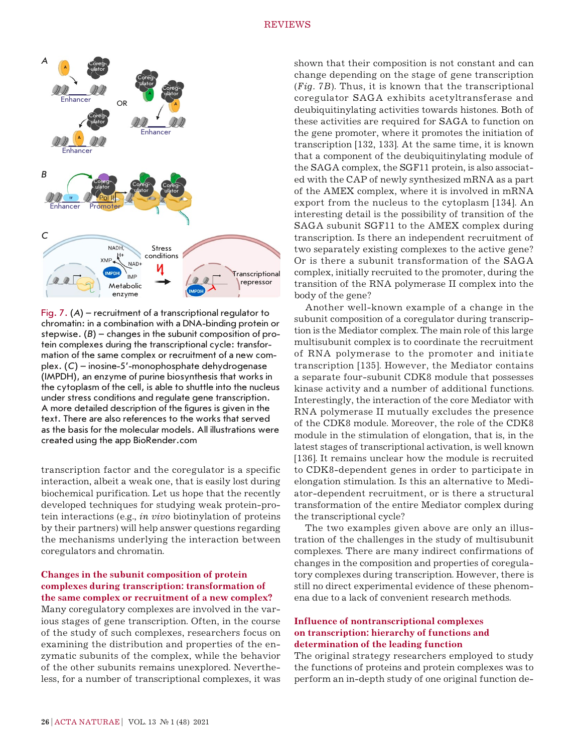Fig. 7. (*A*) – recruitment of a transcriptional regulator to chromatin: in a combination with a DNA-binding protein or stepwise. (*B*) – changes in the subunit composition of protein complexes during the transcriptional cycle: transformation of the same complex or recruitment of a new complex. (*C*) – inosine-5'-monophosphate dehydrogenase (IMPDH), an enzyme of purine biosynthesis that works in the cytoplasm of the cell, is able to shuttle into the nucleus under stress conditions and regulate gene transcription. A more detailed description of the figures is given in the text. There are also references to the works that served as the basis for the molecular models. All illustrations were created using the app BioRender.com

transcription factor and the coregulator is a specific interaction, albeit a weak one, that is easily lost during biochemical purification. Let us hope that the recently developed techniques for studying weak protein-protein interactions (e.g., *in vivo* biotinylation of proteins by their partners) will help answer questions regarding the mechanisms underlying the interaction between coregulators and chromatin.

## Changes in the subunit composition of protein complexes during transcription: transformation of the same complex or recruitment of a new complex?

Many coregulatory complexes are involved in the various stages of gene transcription. Often, in the course of the study of such complexes, researchers focus on examining the distribution and properties of the enzymatic subunits of the complex, while the behavior of the other subunits remains unexplored. Nevertheless, for a number of transcriptional complexes, it was shown that their composition is not constant and can change depending on the stage of gene transcription (*Fig. 7B*). Thus, it is known that the transcriptional coregulator SAGA exhibits acetyltransferase and deubiquitinylating activities towards histones. Both of these activities are required for SAGA to function on the gene promoter, where it promotes the initiation of transcription [132, 133]. At the same time, it is known that a component of the deubiquitinylating module of the SAGA complex, the SGF11 protein, is also associated with the CAP of newly synthesized mRNA as a part of the AMEX complex, where it is involved in mRNA export from the nucleus to the cytoplasm [134]. An interesting detail is the possibility of transition of the SAGA subunit SGF11 to the AMEX complex during transcription. Is there an independent recruitment of two separately existing complexes to the active gene? Or is there a subunit transformation of the SAGA complex, initially recruited to the promoter, during the transition of the RNA polymerase II complex into the body of the gene?

Another well-known example of a change in the subunit composition of a coregulator during transcription is the Mediator complex. The main role of this large multisubunit complex is to coordinate the recruitment of RNA polymerase to the promoter and initiate transcription [135]. However, the Mediator contains a separate four-subunit CDK8 module that possesses kinase activity and a number of additional functions. Interestingly, the interaction of the core Mediator with RNA polymerase II mutually excludes the presence of the CDK8 module. Moreover, the role of the CDK8 module in the stimulation of elongation, that is, in the latest stages of transcriptional activation, is well known [136]. It remains unclear how the module is recruited to CDK8-dependent genes in order to participate in elongation stimulation. Is this an alternative to Mediator-dependent recruitment, or is there a structural transformation of the entire Mediator complex during the transcriptional cycle?

The two examples given above are only an illustration of the challenges in the study of multisubunit complexes. There are many indirect confirmations of changes in the composition and properties of coregulatory complexes during transcription. However, there is still no direct experimental evidence of these phenomena due to a lack of convenient research methods.

## Influence of nontranscriptional complexes on transcription: hierarchy of functions and determination of the leading function

The original strategy researchers employed to study the functions of proteins and protein complexes was to perform an in-depth study of one original function de-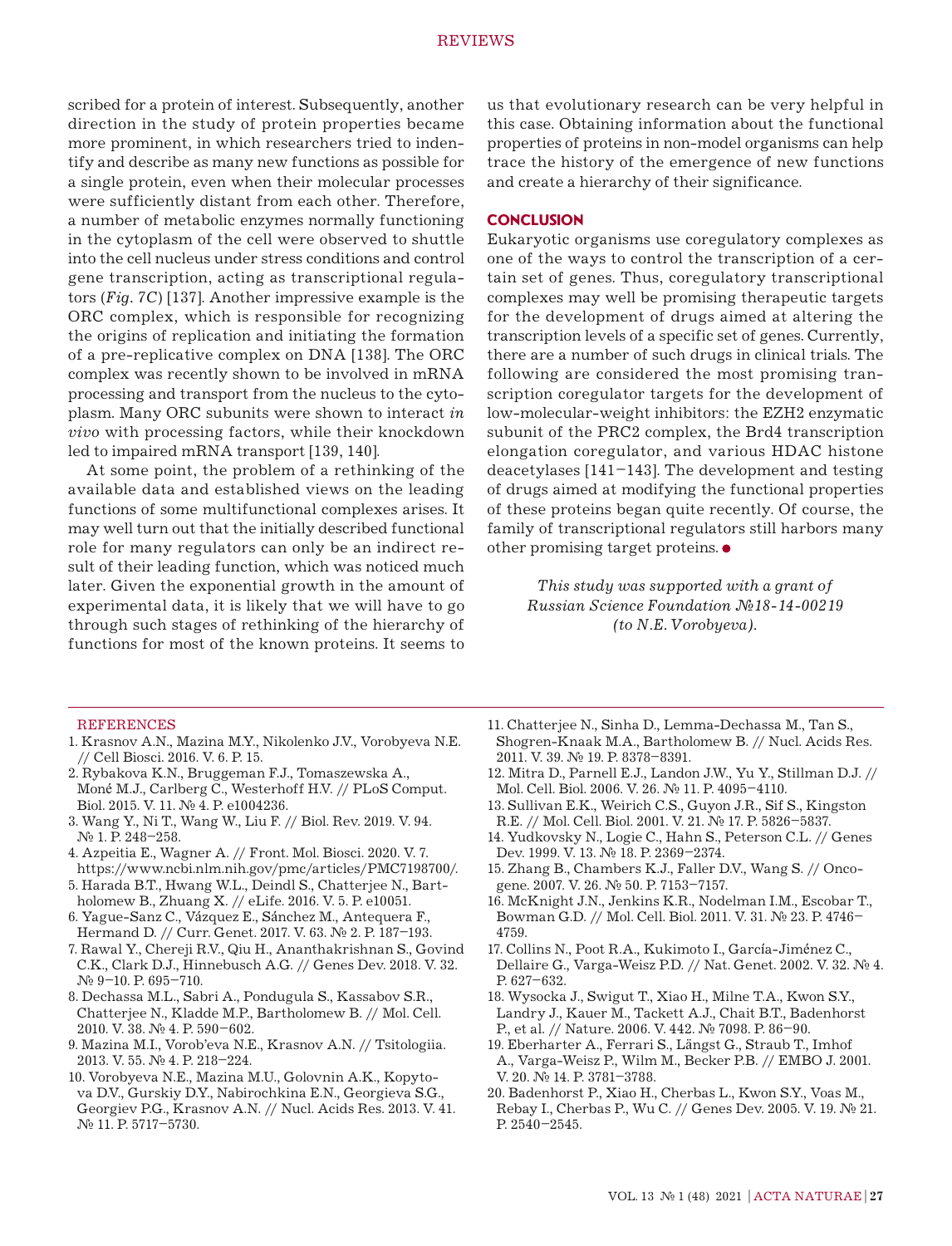scribed for a protein of interest. Subsequently, another direction in the study of protein properties became more prominent, in which researchers tried to indentify and describe as many new functions as possible for a single protein, even when their molecular processes were sufficiently distant from each other. Therefore, a number of metabolic enzymes normally functioning in the cytoplasm of the cell were observed to shuttle into the cell nucleus under stress conditions and control gene transcription, acting as transcriptional regulators (*Fig. 7C*) [137]. Another impressive example is the ORC complex, which is responsible for recognizing the origins of replication and initiating the formation of a pre-replicative complex on DNA [138]. The ORC complex was recently shown to be involved in mRNA processing and transport from the nucleus to the cytoplasm. Many ORC subunits were shown to interact *in vivo* with processing factors, while their knockdown led to impaired mRNA transport [139, 140].

At some point, the problem of a rethinking of the available data and established views on the leading functions of some multifunctional complexes arises. It may well turn out that the initially described functional role for many regulators can only be an indirect result of their leading function, which was noticed much later. Given the exponential growth in the amount of experimental data, it is likely that we will have to go through such stages of rethinking of the hierarchy of functions for most of the known proteins. It seems to us that evolutionary research can be very helpful in this case. Obtaining information about the functional properties of proteins in non-model organisms can help trace the history of the emergence of new functions and create a hierarchy of their significance.

## CONCLUSION

Eukaryotic organisms use coregulatory complexes as one of the ways to control the transcription of a certain set of genes. Thus, coregulatory transcriptional complexes may well be promising therapeutic targets for the development of drugs aimed at altering the transcription levels of a specific set of genes. Currently, there are a number of such drugs in clinical trials. The following are considered the most promising transcription coregulator targets for the development of low-molecular-weight inhibitors: the EZH2 enzymatic subunit of the PRC2 complex, the Brd4 transcription elongation coregulator, and various HDAC histone deacetylases [141–143]. The development and testing of drugs aimed at modifying the functional properties of these proteins began quite recently. Of course, the family of transcriptional regulators still harbors many other promising target proteins. ●

*This study was supported with a grant of Russian Science Foundation №18-14-00219 (to N.E. Vorobyeva).*

## REFERENCES

1. Krasnov A.N., Mazina M.Y., Nikolenko J.V., Vorobyeva N.E. // Cell Biosci. 2016. V. 6. P. 15.
2. Rybakova K.N., Bruggeman F.J., Tomaszewska A., Moné M.J., Carlberg C., Westerhoff H.V. // PLoS Comput. Biol. 2015. V. 11. № 4. P. e1004236.
3. Wang Y., Ni T., Wang W., Liu F. // Biol. Rev. 2019. V. 94. № 1. P. 248–258.
4. Azpeitia E., Wagner A. // Front. Mol. Biosci. 2020. V. 7. https://www.ncbi.nlm.nih.gov/pmc/articles/PMC7198700/.
5. Harada B.T., Hwang W.L., Deindl S., Chatterjee N., Bartholomew B., Zhuang X. // eLife. 2016. V. 5. P. e10051.
6. Yague-Sanz C., Vázquez E., Sánchez M., Antequera F., Hermand D. // Curr. Genet. 2017. V. 63. № 2. P. 187–193.
7. Rawal Y., Chereji R.V., Qiu H., Ananthakrishnan S., Govind C.K., Clark D.J., Hinnebusch A.G. // Genes Dev. 2018. V. 32. № 9–10. P. 695–710.
8. Dechassa M.L., Sabri A., Pondugula S., Kassabov S.R., Chatterjee N., Kladde M.P., Bartholomew B. // Mol. Cell. 2010. V. 38. № 4. P. 590–602.
9. Mazina M.I., Vorob'eva N.E., Krasnov A.N. // Tsitologiia. 2013. V. 55. № 4. P. 218–224.
10. Vorobyeva N.E., Mazina M.U., Golovnin A.K., Kopytova D.V., Gurskiy D.Y., Nabirochkina E.N., Georgieva S.G., Georgiev P.G., Krasnov A.N. // Nucl. Acids Res. 2013. V. 41. № 11. P. 5717–5730.
11. Chatterjee N., Sinha D., Lemma-Dechassa M., Tan S., Shogren-Knaak M.A., Bartholomew B. // Nucl. Acids Res. 2011. V. 39. № 19. P. 8378–8391.
12. Mitra D., Parnell E.J., Landon J.W., Yu Y., Stillman D.J. // Mol. Cell. Biol. 2006. V. 26. № 11. P. 4095–4110.
13. Sullivan E.K., Weirich C.S., Guyon J.R., Sif S., Kingston R.E. // Mol. Cell. Biol. 2001. V. 21. № 17. P. 5826–5837.
14. Yudkovsky N., Logie C., Hahn S., Peterson C.L. // Genes Dev. 1999. V. 13. № 18. P. 2369–2374.
15. Zhang B., Chambers K.J., Faller D.V., Wang S. // Oncogene. 2007. V. 26. № 50. P. 7153–7157.
16. McKnight J.N., Jenkins K.R., Nodelman I.M., Escobar T., Bowman G.D. // Mol. Cell. Biol. 2011. V. 31. № 23. P. 4746–4759.
17. Collins N., Poot R.A., Kukimoto I., García-Jiménez C., Dellaire G., Varga-Weisz P.D. // Nat. Genet. 2002. V. 32. № 4. P. 627–632.
18. Wysocka J., Swigut T., Xiao H., Milne T.A., Kwon S.Y., Landry J., Kauer M., Tackett A.J., Chait B.T., Badenhorst P., et al. // Nature. 2006. V. 442. № 7098. P. 86–90.
19. Eberharter A., Ferrari S., Längst G., Straub T., Imhof A., Varga-Weisz P., Wilm M., Becker P.B. // EMBO J. 2001. V. 20. № 14. P. 3781–3788.
20. Badenhorst P., Xiao H., Cherbas L., Kwon S.Y., Voas M., Rebay I., Cherbas P., Wu C. // Genes Dev. 2005. V. 19. № 21. P. 2540–2545.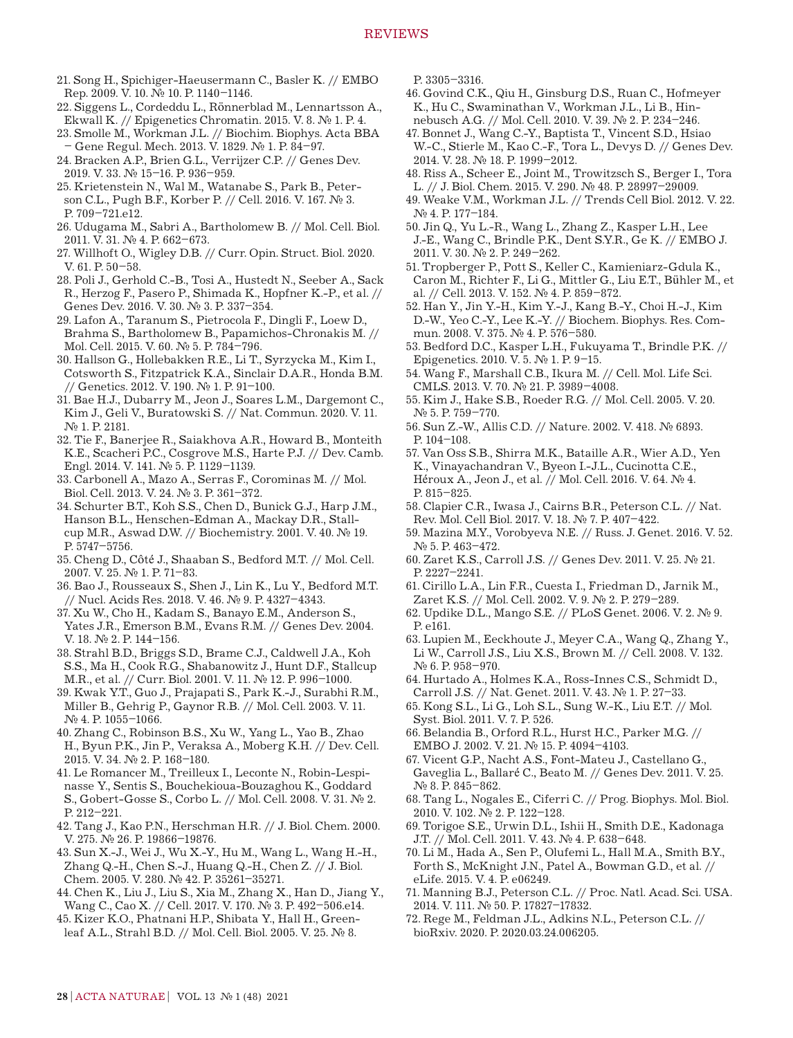21. Song H., Spichiger-Haeusermann C., Basler K. // EMBO Rep. 2009. V. 10. № 10. P. 1140–1146.
22. Siggens L., Cordeddu L., Rönnerblad M., Lennartsson A., Ekwall K. // Epigenetics Chromatin. 2015. V. 8. № 1. P. 4.
23. Smolle M., Workman J.L. // Biochim. Biophys. Acta BBA – Gene Regul. Mech. 2013. V. 1829. № 1. P. 84–97.
24. Bracken A.P., Brien G.L., Verrijzer C.P. // Genes Dev. 2019. V. 33. № 15–16. P. 936–959.
25. Krietenstein N., Wal M., Watanabe S., Park B., Peterson C.L., Pugh B.F., Korber P. // Cell. 2016. V. 167. № 3. P. 709–721.e12.
26. Udugama M., Sabri A., Bartholomew B. // Mol. Cell. Biol. 2011. V. 31. № 4. P. 662–673.
27. Willhoft O., Wigley D.B. // Curr. Opin. Struct. Biol. 2020. V. 61. P. 50–58.
28. Poli J., Gerhold C.-B., Tosi A., Hustedt N., Seeber A., Sack R., Herzog F., Pasero P., Shimada K., Hopfner K.-P., et al. // Genes Dev. 2016. V. 30. № 3. P. 337–354.
29. Lafon A., Taranum S., Pietrocola F., Dingli F., Loew D., Brahma S., Bartholomew B., Papamichos-Chronakis M. // Mol. Cell. 2015. V. 60. № 5. P. 784–796.
30. Hallson G., Hollebakken R.E., Li T., Syrzycka M., Kim I., Cotsworth S., Fitzpatrick K.A., Sinclair D.A.R., Honda B.M. // Genetics. 2012. V. 190. № 1. P. 91–100.
31. Bae H.J., Dubarry M., Jeon J., Soares L.M., Dargemont C., Kim J., Geli V., Buratowski S. // Nat. Commun. 2020. V. 11. № 1. P. 2181.
32. Tie F., Banerjee R., Saiakhova A.R., Howard B., Monteith K.E., Scacheri P.C., Cosgrove M.S., Harte P.J. // Dev. Camb. Engl. 2014. V. 141. № 5. P. 1129–1139.
33. Carbonell A., Mazo A., Serras F., Corominas M. // Mol. Biol. Cell. 2013. V. 24. № 3. P. 361–372.
34. Schurter B.T., Koh S.S., Chen D., Bunick G.J., Harp J.M., Hanson B.L., Henschen-Edman A., Mackay D.R., Stallcup M.R., Aswad D.W. // Biochemistry. 2001. V. 40. № 19. P. 5747–5756.
35. Cheng D., Côté J., Shaaban S., Bedford M.T. // Mol. Cell. 2007. V. 25. № 1. P. 71–83.
36. Bao J., Rousseaux S., Shen J., Lin K., Lu Y., Bedford M.T. // Nucl. Acids Res. 2018. V. 46. № 9. P. 4327–4343.
37. Xu W., Cho H., Kadam S., Banayo E.M., Anderson S., Yates J.R., Emerson B.M., Evans R.M. // Genes Dev. 2004. V. 18. № 2. P. 144–156.
38. Strahl B.D., Briggs S.D., Brame C.J., Caldwell J.A., Koh S.S., Ma H., Cook R.G., Shabanowitz J., Hunt D.F., Stallcup M.R., et al. // Curr. Biol. 2001. V. 11. № 12. P. 996–1000.
39. Kwak Y.T., Guo J., Prajapati S., Park K.-J., Surabhi R.M., Miller B., Gehrig P., Gaynor R.B. // Mol. Cell. 2003. V. 11. № 4. P. 1055–1066.
40. Zhang C., Robinson B.S., Xu W., Yang L., Yao B., Zhao H., Byun P.K., Jin P., Veraksa A., Moberg K.H. // Dev. Cell. 2015. V. 34. № 2. P. 168–180.
41. Le Romancer M., Treilleux I., Leconte N., Robin-Lespinasse Y., Sentis S., Bouchekioua-Bouzaghou K., Goddard S., Gobert-Gosse S., Corbo L. // Mol. Cell. 2008. V. 31. № 2. P. 212–221.
42. Tang J., Kao P.N., Herschman H.R. // J. Biol. Chem. 2000. V. 275. № 26. P. 19866–19876.
43. Sun X.-J., Wei J., Wu X.-Y., Hu M., Wang L., Wang H.-H., Zhang Q.-H., Chen S.-J., Huang Q.-H., Chen Z. // J. Biol. Chem. 2005. V. 280. № 42. P. 35261–35271.
44. Chen K., Liu J., Liu S., Xia M., Zhang X., Han D., Jiang Y., Wang C., Cao X. // Cell. 2017. V. 170. № 3. P. 492–506.e14.
45. Kizer K.O., Phatnani H.P., Shibata Y., Hall H., Greenleaf A.L., Strahl B.D. // Mol. Cell. Biol. 2005. V. 25. № 8. P. 3305–3316.
46. Govind C.K., Qiu H., Ginsburg D.S., Ruan C., Hofmeyer K., Hu C., Swaminathan V., Workman J.L., Li B., Hinnebusch A.G. // Mol. Cell. 2010. V. 39. № 2. P. 234–246.
47. Bonnet J., Wang C.-Y., Baptista T., Vincent S.D., Hsiao W.-C., Stierle M., Kao C.-F., Tora L., Devys D. // Genes Dev. 2014. V. 28. № 18. P. 1999–2012.
48. Riss A., Scheer E., Joint M., Trowitzsch S., Berger I., Tora L. // J. Biol. Chem. 2015. V. 290. № 48. P. 28997–29009.
49. Weake V.M., Workman J.L. // Trends Cell Biol. 2012. V. 22. № 4. P. 177–184.
50. Jin Q., Yu L.-R., Wang L., Zhang Z., Kasper L.H., Lee J.-E., Wang C., Brindle P.K., Dent S.Y.R., Ge K. // EMBO J. 2011. V. 30. № 2. P. 249–262.
51. Tropberger P., Pott S., Keller C., Kamieniarz-Gdula K., Caron M., Richter F., Li G., Mittler G., Liu E.T., Bühler M., et al. // Cell. 2013. V. 152. № 4. P. 859–872.
52. Han Y., Jin Y.-H., Kim Y.-J., Kang B.-Y., Choi H.-J., Kim D.-W., Yeo C.-Y., Lee K.-Y. // Biochem. Biophys. Res. Commun. 2008. V. 375. № 4. P. 576–580.
53. Bedford D.C., Kasper L.H., Fukuyama T., Brindle P.K. // Epigenetics. 2010. V. 5. № 1. P. 9–15.
54. Wang F., Marshall C.B., Ikura M. // Cell. Mol. Life Sci. CMLS. 2013. V. 70. № 21. P. 3989–4008.
55. Kim J., Hake S.B., Roeder R.G. // Mol. Cell. 2005. V. 20. № 5. P. 759–770.
56. Sun Z.-W., Allis C.D. // Nature. 2002. V. 418. № 6893. P. 104–108.
57. Van Oss S.B., Shirra M.K., Bataille A.R., Wier A.D., Yen K., Vinayachandran V., Byeon I.-J.L., Cucinotta C.E., Héroux A., Jeon J., et al. // Mol. Cell. 2016. V. 64. № 4. P. 815–825.
58. Clapier C.R., Iwasa J., Cairns B.R., Peterson C.L. // Nat. Rev. Mol. Cell Biol. 2017. V. 18. № 7. P. 407–422.
59. Mazina M.Y., Vorobyeva N.E. // Russ. J. Genet. 2016. V. 52. № 5. P. 463–472.
60. Zaret K.S., Carroll J.S. // Genes Dev. 2011. V. 25. № 21. P. 2227–2241.
61. Cirillo L.A., Lin F.R., Cuesta I., Friedman D., Jarnik M., Zaret K.S. // Mol. Cell. 2002. V. 9. № 2. P. 279–289.
62. Updike D.L., Mango S.E. // PLoS Genet. 2006. V. 2. № 9. P. e161.
63. Lupien M., Eeckhoute J., Meyer C.A., Wang Q., Zhang Y., Li W., Carroll J.S., Liu X.S., Brown M. // Cell. 2008. V. 132. № 6. P. 958–970.
64. Hurtado A., Holmes K.A., Ross-Innes C.S., Schmidt D., Carroll J.S. // Nat. Genet. 2011. V. 43. № 1. P. 27–33.
65. Kong S.L., Li G., Loh S.L., Sung W.-K., Liu E.T. // Mol. Syst. Biol. 2011. V. 7. P. 526.
66. Belandia B., Orford R.L., Hurst H.C., Parker M.G. // EMBO J. 2002. V. 21. № 15. P. 4094–4103.
67. Vicent G.P., Nacht A.S., Font-Mateu J., Castellano G., Gaveglia L., Ballaré C., Beato M. // Genes Dev. 2011. V. 25. № 8. P. 845–862.
68. Tang L., Nogales E., Ciferri C. // Prog. Biophys. Mol. Biol. 2010. V. 102. № 2. P. 122–128.
69. Torigoe S.E., Urwin D.L., Ishii H., Smith D.E., Kadonaga J.T. // Mol. Cell. 2011. V. 43. № 4. P. 638–648.
70. Li M., Hada A., Sen P., Olufemi L., Hall M.A., Smith B.Y., Forth S., McKnight J.N., Patel A., Bowman G.D., et al. // eLife. 2015. V. 4. P. e06249.
71. Manning B.J., Peterson C.L. // Proc. Natl. Acad. Sci. USA. 2014. V. 111. № 50. P. 17827–17832.
72. Rege M., Feldman J.L., Adkins N.L., Peterson C.L. // bioRxiv. 2020. P. 2020.03.24.006205.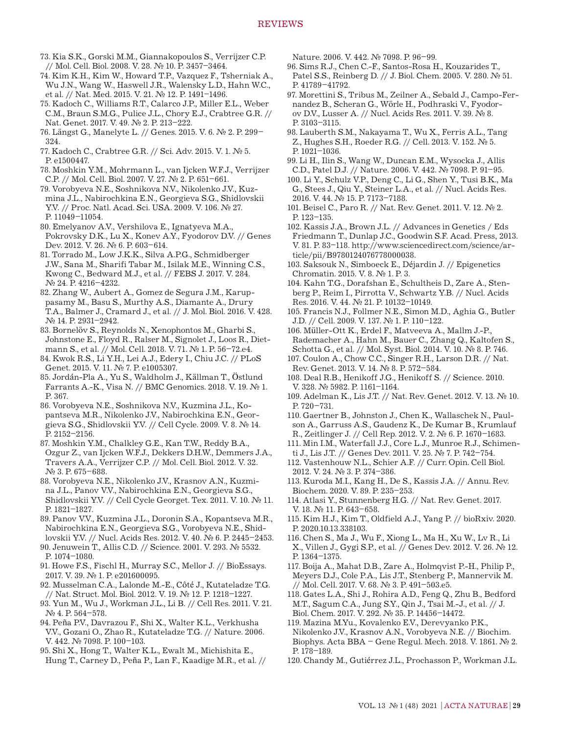73. Kia S.K., Gorski M.M., Giannakopoulos S., Verrijzer C.P. // Mol. Cell. Biol. 2008. V. 28. № 10. P. 3457–3464.
74. Kim K.H., Kim W., Howard T.P., Vazquez F., Tsherniak A., Wu J.N., Wang W., Haswell J.R., Walensky L.D., Hahn W.C., et al. // Nat. Med. 2015. V. 21. № 12. P. 1491–1496.
75. Kadoch C., Williams R.T., Calarco J.P., Miller E.L., Weber C.M., Braun S.M.G., Pulice J.L., Chory E.J., Crabtree G.R. // Nat. Genet. 2017. V. 49. № 2. P. 213–222.
76. Längst G., Manelyte L. // Genes. 2015. V. 6. № 2. P. 299–324.
77. Kadoch C., Crabtree G.R. // Sci. Adv. 2015. V. 1. № 5. P. e1500447.
78. Moshkin Y.M., Mohrmann L., van Ijcken W.F.J., Verrijzer C.P. // Mol. Cell. Biol. 2007. V. 27. № 2. P. 651–661.
79. Vorobyeva N.E., Soshnikova N.V., Nikolenko J.V., Kuzmina J.L., Nabirochkina E.N., Georgieva S.G., Shidlovskii Y.V. // Proc. Natl. Acad. Sci. USA. 2009. V. 106. № 27. P. 11049–11054.
80. Emelyanov A.V., Vershilova E., Ignatyeva M.A., Pokrovsky D.K., Lu X., Konev A.Y., Fyodorov D.V. // Genes Dev. 2012. V. 26. № 6. P. 603–614.
81. Torrado M., Low J.K.K., Silva A.P.G., Schmidberger J.W., Sana M., Sharifi Tabar M., Isilak M.E., Winning C.S., Kwong C., Bedward M.J., et al. // FEBS J. 2017. V. 284. № 24. P. 4216–4232.
82. Zhang W., Aubert A., Gomez de Segura J.M., Karuppasamy M., Basu S., Murthy A.S., Diamante A., Drury T.A., Balmer J., Cramard J., et al. // J. Mol. Biol. 2016. V. 428. № 14. P. 2931–2942.
83. Bornelöv S., Reynolds N., Xenophontos M., Gharbi S., Johnstone E., Floyd R., Ralser M., Signolet J., Loos R., Dietmann S., et al. // Mol. Cell. 2018. V. 71. № 1. P. 56–72.e4.
84. Kwok R.S., Li Y.H., Lei A.J., Edery I., Chiu J.C. // PLoS Genet. 2015. V. 11. № 7. P. e1005307.
85. Jordán-Pla A., Yu S., Waldholm J., Källman T., Östlund Farrants A.-K., Visa N. // BMC Genomics. 2018. V. 19. № 1. P. 367.
86. Vorobyeva N.E., Soshnikova N.V., Kuzmina J.L., Kopantseva M.R., Nikolenko J.V., Nabirochkina E.N., Georgieva S.G., Shidlovskii Y.V. // Cell Cycle. 2009. V. 8. № 14. P. 2152–2156.
87. Moshkin Y.M., Chalkley G.E., Kan T.W., Reddy B.A., Ozgur Z., van Ijcken W.F.J., Dekkers D.H.W., Demmers J.A., Travers A.A., Verrijzer C.P. // Mol. Cell. Biol. 2012. V. 32. № 3. P. 675–688.
88. Vorobyeva N.E., Nikolenko J.V., Krasnov A.N., Kuzmina J.L., Panov V.V., Nabirochkina E.N., Georgieva S.G., Shidlovskii Y.V. // Cell Cycle Georget. Tex. 2011. V. 10. № 11. P. 1821–1827.
89. Panov V.V., Kuzmina J.L., Doronin S.A., Kopantseva M.R., Nabirochkina E.N., Georgieva S.G., Vorobyeva N.E., Shidlovskii Y.V. // Nucl. Acids Res. 2012. V. 40. № 6. P. 2445–2453.
90. Jenuwein T., Allis C.D. // Science. 2001. V. 293. № 5532. P. 1074–1080.
91. Howe F.S., Fischl H., Murray S.C., Mellor J. // BioEssays. 2017. V. 39. № 1. P. e201600095.
92. Musselman C.A., Lalonde M.-E., Côté J., Kutateladze T.G. // Nat. Struct. Mol. Biol. 2012. V. 19. № 12. P. 1218–1227.
93. Yun M., Wu J., Workman J.L., Li B. // Cell Res. 2011. V. 21. № 4. P. 564–578.
94. Peña P.V., Davrazou F., Shi X., Walter K.L., Verkhusha V.V., Gozani O., Zhao R., Kutateladze T.G. // Nature. 2006. V. 442. № 7098. P. 100–103.
95. Shi X., Hong T., Walter K.L., Ewalt M., Michishita E., Hung T., Carney D., Peña P., Lan F., Kaadige M.R., et al. // Nature. 2006. V. 442. № 7098. P. 96–99.
96. Sims R.J., Chen C.-F., Santos-Rosa H., Kouzarides T., Patel S.S., Reinberg D. // J. Biol. Chem. 2005. V. 280. № 51. P. 41789–41792.
97. Morettini S., Tribus M., Zeilner A., Sebald J., Campo-Fernandez B., Scheran G., Wörle H., Podhraski V., Fyodorov D.V., Lusser A. // Nucl. Acids Res. 2011. V. 39. № 8. P. 3103–3115.
98. Lauberth S.M., Nakayama T., Wu X., Ferris A.L., Tang Z., Hughes S.H., Roeder R.G. // Cell. 2013. V. 152. № 5. P. 1021–1036.
99. Li H., Ilin S., Wang W., Duncan E.M., Wysocka J., Allis C.D., Patel D.J. // Nature. 2006. V. 442. № 7098. P. 91–95.
100. Li Y., Schulz V.P., Deng C., Li G., Shen Y., Tusi B.K., Ma G., Stees J., Qiu Y., Steiner L.A., et al. // Nucl. Acids Res. 2016. V. 44. № 15. P. 7173–7188.
101. Beisel C., Paro R. // Nat. Rev. Genet. 2011. V. 12. № 2. P. 123–135.
102. Kassis J.A., Brown J.L. // Advances in Genetics / Eds Friedmann T., Dunlap J.C., Goodwin S.F. Acad. Press, 2013. V. 81. P. 83–118. http://www.sciencedirect.com/science/article/pii/B9780124076778000038.
103. Saksouk N., Simboeck E., Déjardin J. // Epigenetics Chromatin. 2015. V. 8. № 1. P. 3.
104. Kahn T.G., Dorafshan E., Schultheis D., Zare A., Stenberg P., Reim I., Pirrotta V., Schwartz Y.B. // Nucl. Acids Res. 2016. V. 44. № 21. P. 10132–10149.
105. Francis N.J., Follmer N.E., Simon M.D., Aghia G., Butler J.D. // Cell. 2009. V. 137. № 1. P. 110–122.
106. Müller-Ott K., Erdel F., Matveeva A., Mallm J.-P., Rademacher A., Hahn M., Bauer C., Zhang Q., Kaltofen S., Schotta G., et al. // Mol. Syst. Biol. 2014. V. 10. № 8. P. 746.
107. Coulon A., Chow C.C., Singer R.H., Larson D.R. // Nat. Rev. Genet. 2013. V. 14. № 8. P. 572–584.
108. Deal R.B., Henikoff J.G., Henikoff S. // Science. 2010. V. 328. № 5982. P. 1161–1164.
109. Adelman K., Lis J.T. // Nat. Rev. Genet. 2012. V. 13. № 10. P. 720–731.
110. Gaertner B., Johnston J., Chen K., Wallaschek N., Paulson A., Garruss A.S., Gaudenz K., De Kumar B., Krumlauf R., Zeitlinger J. // Cell Rep. 2012. V. 2. № 6. P. 1670–1683.
111. Min I.M., Waterfall J.J., Core L.J., Munroe R.J., Schimenti J., Lis J.T. // Genes Dev. 2011. V. 25. № 7. P. 742–754.
112. Vastenhouw N.L., Schier A.F. // Curr. Opin. Cell Biol. 2012. V. 24. № 3. P. 374–386.
113. Kuroda M.I., Kang H., De S., Kassis J.A. // Annu. Rev. Biochem. 2020. V. 89. P. 235–253.
114. Atlasi Y., Stunnenberg H.G. // Nat. Rev. Genet. 2017. V. 18. № 11. P. 643–658.
115. Kim H.J., Kim T., Oldfield A.J., Yang P. // bioRxiv. 2020. P. 2020.10.13.338103.
116. Chen S., Ma J., Wu F., Xiong L., Ma H., Xu W., Lv R., Li X., Villen J., Gygi S.P., et al. // Genes Dev. 2012. V. 26. № 12. P. 1364–1375.
117. Boija A., Mahat D.B., Zare A., Holmqvist P.-H., Philip P., Meyers D.J., Cole P.A., Lis J.T., Stenberg P., Mannervik M. // Mol. Cell. 2017. V. 68. № 3. P. 491–503.e5.
118. Gates L.A., Shi J., Rohira A.D., Feng Q., Zhu B., Bedford M.T., Sagum C.A., Jung S.Y., Qin J., Tsai M.-J., et al. // J. Biol. Chem. 2017. V. 292. № 35. P. 14456–14472.
119. Mazina M.Yu., Kovalenko E.V., Derevyanko P.K., Nikolenko J.V., Krasnov A.N., Vorobyeva N.E. // Biochim. Biophys. Acta BBA – Gene Regul. Mech. 2018. V. 1861. № 2. P. 178–189.
120. Chandy M., Gutiérrez J.L., Prochasson P., Workman J.L.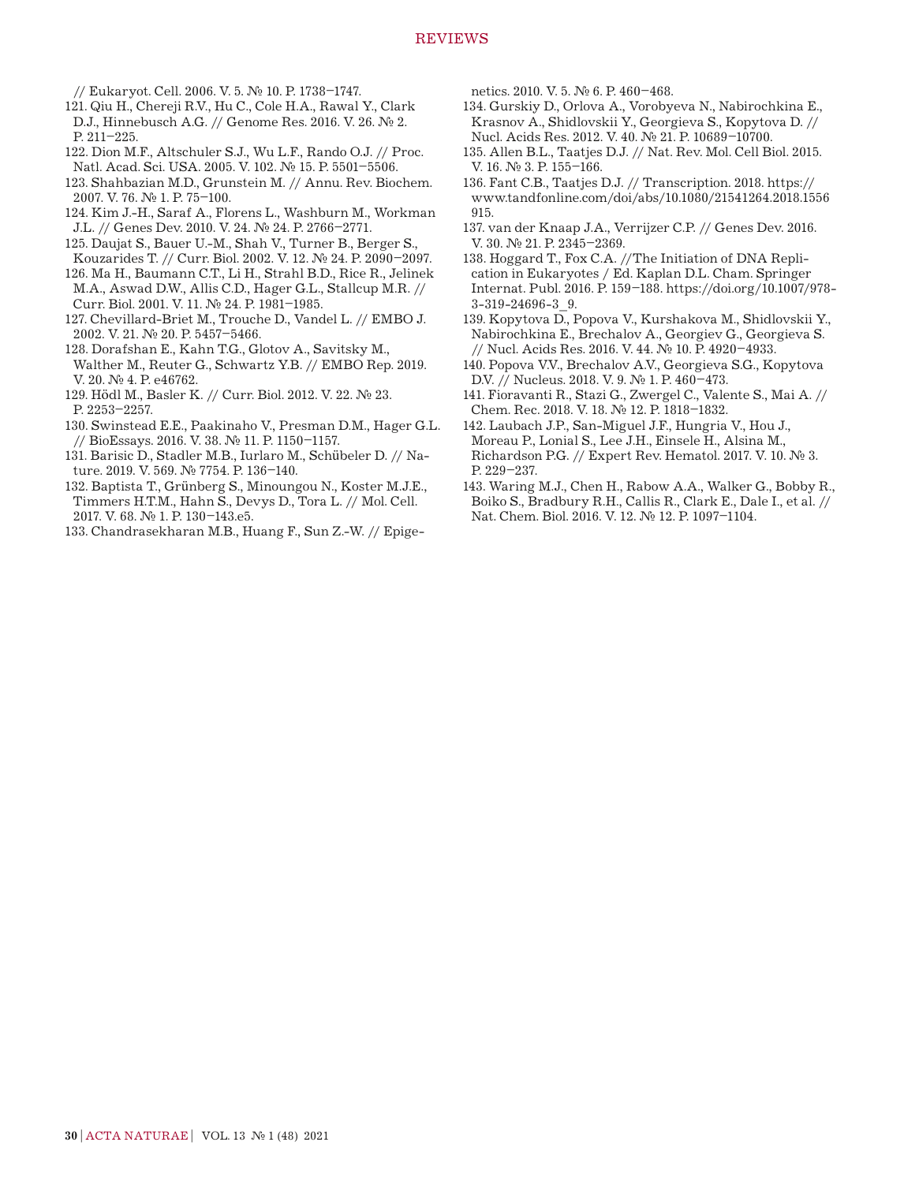// Eukaryot. Cell. 2006. V. 5. № 10. P. 1738–1747.

121. Qiu H., Chereji R.V., Hu C., Cole H.A., Rawal Y., Clark D.J., Hinnebusch A.G. // Genome Res. 2016. V. 26. № 2. P. 211–225.
122. Dion M.F., Altschuler S.J., Wu L.F., Rando O.J. // Proc. Natl. Acad. Sci. USA. 2005. V. 102. № 15. P. 5501–5506.
123. Shahbazian M.D., Grunstein M. // Annu. Rev. Biochem. 2007. V. 76. № 1. P. 75–100.
124. Kim J.-H., Saraf A., Florens L., Washburn M., Workman J.L. // Genes Dev. 2010. V. 24. № 24. P. 2766–2771.
125. Daujat S., Bauer U.-M., Shah V., Turner B., Berger S., Kouzarides T. // Curr. Biol. 2002. V. 12. № 24. P. 2090–2097.
126. Ma H., Baumann C.T., Li H., Strahl B.D., Rice R., Jelinek M.A., Aswad D.W., Allis C.D., Hager G.L., Stallcup M.R. // Curr. Biol. 2001. V. 11. № 24. P. 1981–1985.
127. Chevillard-Briet M., Trouche D., Vandel L. // EMBO J. 2002. V. 21. № 20. P. 5457–5466.
128. Dorafshan E., Kahn T.G., Glotov A., Savitsky M., Walther M., Reuter G., Schwartz Y.B. // EMBO Rep. 2019. V. 20. № 4. P. e46762.
129. Hödl M., Basler K. // Curr. Biol. 2012. V. 22. № 23. P. 2253–2257.
130. Swinstead E.E., Paakinaho V., Presman D.M., Hager G.L. // BioEssays. 2016. V. 38. № 11. P. 1150–1157.
131. Barisic D., Stadler M.B., Iurlaro M., Schübeler D. // Nature. 2019. V. 569. № 7754. P. 136–140.
132. Baptista T., Grünberg S., Minoungou N., Koster M.J.E., Timmers H.T.M., Hahn S., Devys D., Tora L. // Mol. Cell. 2017. V. 68. № 1. P. 130–143.e5.
133. Chandrasekharan M.B., Huang F., Sun Z.-W. // Epigenetics. 2010. V. 5. № 6. P. 460–468.
134. Gurskiy D., Orlova A., Vorobyeva N., Nabirochkina E., Krasnov A., Shidlovskii Y., Georgieva S., Kopytova D. // Nucl. Acids Res. 2012. V. 40. № 21. P. 10689–10700.
135. Allen B.L., Taatjes D.J. // Nat. Rev. Mol. Cell Biol. 2015. V. 16. № 3. P. 155–166.
136. Fant C.B., Taatjes D.J. // Transcription. 2018. https://www.tandfonline.com/doi/abs/10.1080/21541264.2018.1556915.
137. van der Knaap J.A., Verrijzer C.P. // Genes Dev. 2016. V. 30. № 21. P. 2345–2369.
138. Hoggard T., Fox C.A. //The Initiation of DNA Replication in Eukaryotes / Ed. Kaplan D.L. Cham. Springer Internat. Publ. 2016. P. 159–188. https://doi.org/10.1007/978-3-319-24696-3_9.
139. Kopytova D., Popova V., Kurshakova M., Shidlovskii Y., Nabirochkina E., Brechalov A., Georgiev G., Georgieva S. // Nucl. Acids Res. 2016. V. 44. № 10. P. 4920–4933.
140. Popova V.V., Brechalov A.V., Georgieva S.G., Kopytova D.V. // Nucleus. 2018. V. 9. № 1. P. 460–473.
141. Fioravanti R., Stazi G., Zwergel C., Valente S., Mai A. // Chem. Rec. 2018. V. 18. № 12. P. 1818–1832.
142. Laubach J.P., San-Miguel J.F., Hungria V., Hou J., Moreau P., Lonial S., Lee J.H., Einsele H., Alsina M., Richardson P.G. // Expert Rev. Hematol. 2017. V. 10. № 3. P. 229–237.
143. Waring M.J., Chen H., Rabow A.A., Walker G., Bobby R., Boiko S., Bradbury R.H., Callis R., Clark E., Dale I., et al. // Nat. Chem. Biol. 2016. V. 12. № 12. P. 1097–1104.